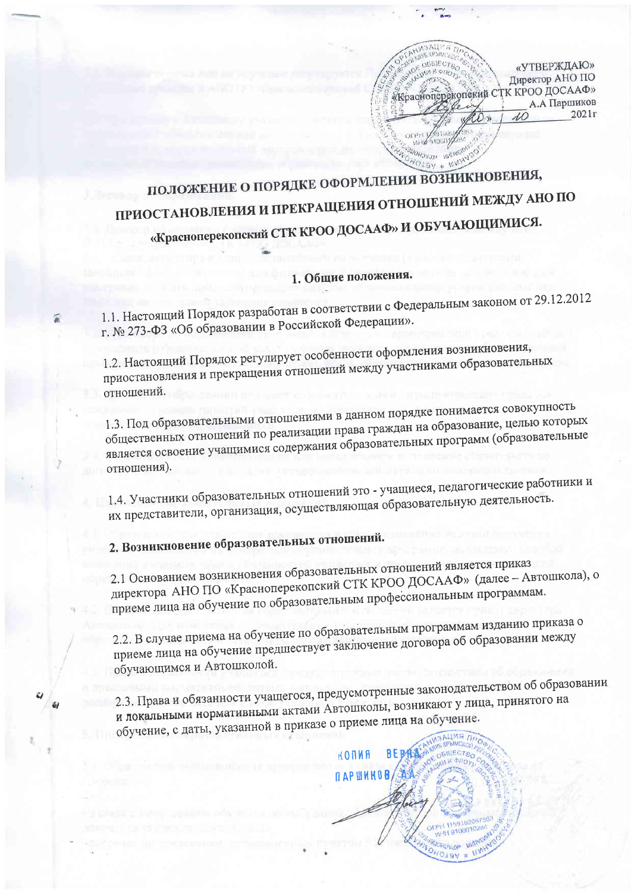«УТВЕРЖДАЮ»
Директор АНО ПО
«Красноперекопский СТК КРОО ДОСААФ»
А.А Паршиков
«10» 10 2021г

# ПОЛОЖЕНИЕ О ПОРЯДКЕ ОФОРМЛЕНИЯ ВОЗНИКНОВЕНИЯ, ПРИОСТАНОВЛЕНИЯ И ПРЕКРАЩЕНИЯ ОТНОШЕНИЙ МЕЖДУ АНО ПО «Красноперекопский СТК КРОО ДОСААФ» И ОБУЧАЮЩИМИСЯ.

## 1. Общие положения.

1.1. Настоящий Порядок разработан в соответствии с Федеральным законом от 29.12.2012 г. № 273-ФЗ «Об образовании в Российской Федерации».

1.2. Настоящий Порядок регулирует особенности оформления возникновения, приостановления и прекращения отношений между участниками образовательных отношений.

1.3. Под образовательными отношениями в данном порядке понимается совокупность общественных отношений по реализации права граждан на образование, целью которых является освоение учащимися содержания образовательных программ (образовательные отношения).

1.4. Участники образовательных отношений это - учащиеся, педагогические работники и их представители, организация, осуществляющая образовательную деятельность.

## 2. Возникновение образовательных отношений.

2.1 Основанием возникновения образовательных отношений является приказ директора АНО ПО «Красноперекопский СТК КРОО ДОСААФ» (далее – Автошкола), о приеме лица на обучение по образовательным профессиональным программам.

2.2. В случае приема на обучение по образовательным программам изданию приказа о приеме лица на обучение предшествует заключение договора об образовании между обучающимся и Автошколой.

2.3. Права и обязанности учащегося, предусмотренные законодательством об образовании и локальными нормативными актами Автошколы, возникают у лица, принятого на обучение, с даты, указанной в приказе о приеме лица на обучение.

КОПИЯ ВЕРНА
ПАРШИКОВ А.А.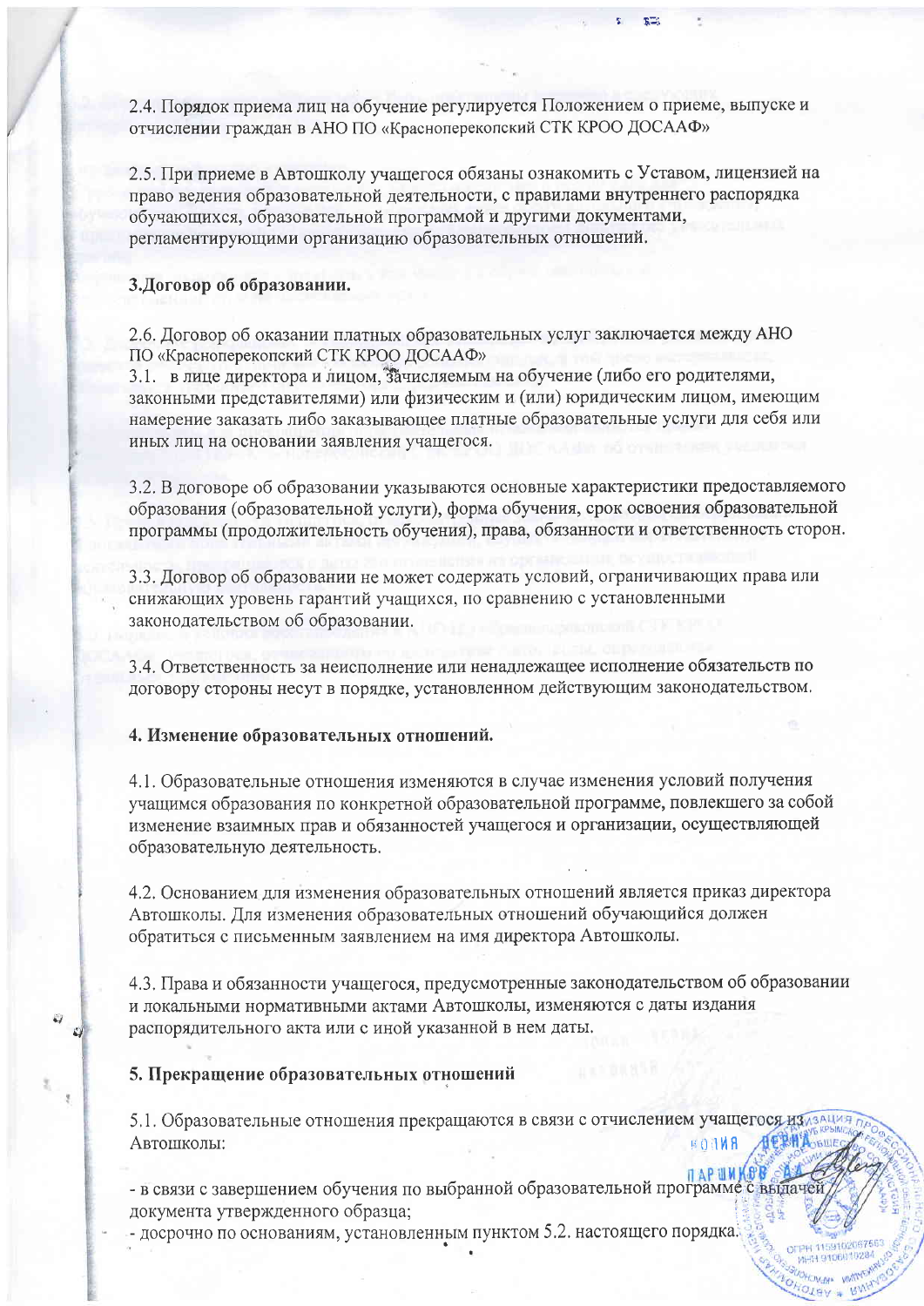2.4. Порядок приема лиц на обучение регулируется Положением о приеме, выпуске и отчислении граждан в АНО ПО «Красноперекопский СТК КРОО ДОСААФ»

2.5. При приеме в Автошколу учащегося обязаны ознакомить с Уставом, лицензией на право ведения образовательной деятельности, с правилами внутреннего распорядка обучающихся, образовательной программой и другими документами, регламентирующими организацию образовательных отношений.

**3.Договор об образовании.**

2.6. Договор об оказании платных образовательных услуг заключается между АНО ПО «Красноперекопский СТК КРОО ДОСААФ»

3.1. в лице директора и лицом, зачисляемым на обучение (либо его родителями, законными представителями) или физическим и (или) юридическим лицом, имеющим намерение заказать либо заказывающее платные образовательные услуги для себя или иных лиц на основании заявления учащегося.

3.2. В договоре об образовании указываются основные характеристики предоставляемого образования (образовательной услуги), форма обучения, срок освоения образовательной программы (продолжительность обучения), права, обязанности и ответственность сторон.

3.3. Договор об образовании не может содержать условий, ограничивающих права или снижающих уровень гарантий учащихся, по сравнению с установленными законодательством об образовании.

3.4. Ответственность за неисполнение или ненадлежащее исполнение обязательств по договору стороны несут в порядке, установленном действующим законодательством.

**4. Изменение образовательных отношений.**

4.1. Образовательные отношения изменяются в случае изменения условий получения учащимся образования по конкретной образовательной программе, повлекшего за собой изменение взаимных прав и обязанностей учащегося и организации, осуществляющей образовательную деятельность.

4.2. Основанием для изменения образовательных отношений является приказ директора Автошколы. Для изменения образовательных отношений обучающийся должен обратиться с письменным заявлением на имя директора Автошколы.

4.3. Права и обязанности учащегося, предусмотренные законодательством об образовании и локальными нормативными актами Автошколы, изменяются с даты издания распорядительного акта или с иной указанной в нем даты.

**5. Прекращение образовательных отношений**

5.1. Образовательные отношения прекращаются в связи с отчислением учащегося из Автошколы:

- в связи с завершением обучения по выбранной образовательной программе с выдачей документа утвержденного образца;
- досрочно по основаниям, установленным пунктом 5.2. настоящего порядка.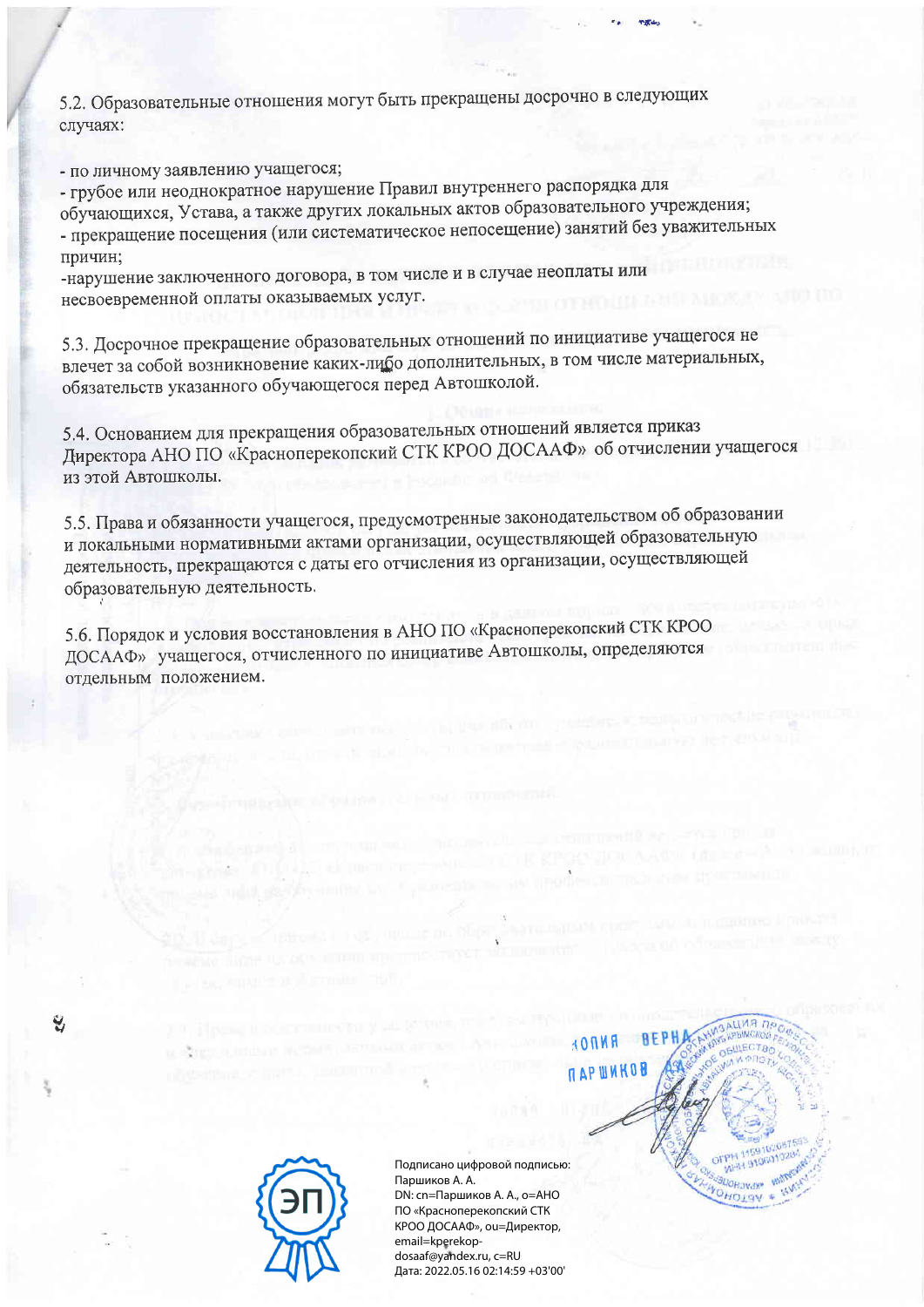5.2. Образовательные отношения могут быть прекращены досрочно в следующих случаях:

- по личному заявлению учащегося;
- грубое или неоднократное нарушение Правил внутреннего распорядка для обучающихся, Устава, а также других локальных актов образовательного учреждения;
- прекращение посещения (или систематическое непосещение) занятий без уважительных причин;
- нарушение заключенного договора, в том числе и в случае неоплаты или несвоевременной оплаты оказываемых услуг.

5.3. Досрочное прекращение образовательных отношений по инициативе учащегося не влечет за собой возникновение каких-либо дополнительных, в том числе материальных, обязательств указанного обучающегося перед Автошколой.

5.4. Основанием для прекращения образовательных отношений является приказ Директора АНО ПО «Красноперекопский СТК КРОО ДОСААФ» об отчислении учащегося из этой Автошколы.

5.5. Права и обязанности учащегося, предусмотренные законодательством об образовании и локальными нормативными актами организации, осуществляющей образовательную деятельность, прекращаются с даты его отчисления из организации, осуществляющей образовательную деятельность.

5.6. Порядок и условия восстановления в АНО ПО «Красноперекопский СТК КРОО ДОСААФ» учащегося, отчисленного по инициативе Автошколы, определяются отдельным положением.

КОПИЯ ВЕРНА
ПАРШИКОВ А.А.

Подписано цифровой подписью: Паршиков А. А.
DN: cn=Паршиков А. А., o=АНО ПО «Красноперекопский СТК КРОО ДОСААФ», ou=Директор, email=kperekop-dosaaf@yandex.ru, c=RU
Дата: 2022.05.16 02:14:59 +03'00'